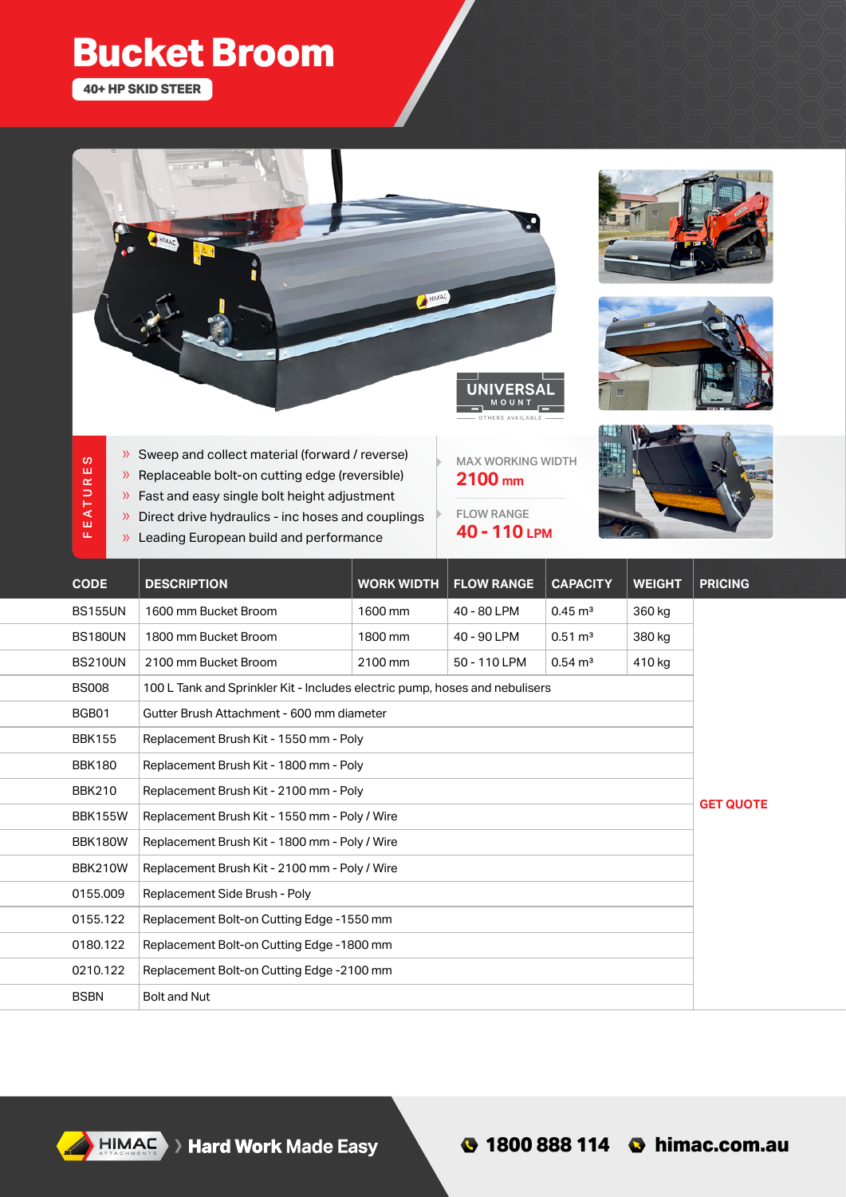# Bucket Broom

**40+ HP SKID STEER**

UNIVERSAL MOUNT
OTHERS AVAILABLE

## FEATURES

- Sweep and collect material (forward / reverse)
- Replaceable bolt-on cutting edge (reversible)
- Fast and easy single bolt height adjustment
- Direct drive hydraulics - inc hoses and couplings
- Leading European build and performance

MAX WORKING WIDTH
**2100 mm**

FLOW RANGE
**40 - 110 LPM**

| CODE | DESCRIPTION | WORK WIDTH | FLOW RANGE | CAPACITY | WEIGHT | PRICING |
|---|---|---|---|---|---|---|
| BS155UN | 1600 mm Bucket Broom | 1600 mm | 40 - 80 LPM | 0.45 m³ | 360 kg | GET QUOTE |
| BS180UN | 1800 mm Bucket Broom | 1800 mm | 40 - 90 LPM | 0.51 m³ | 380 kg | |
| BS210UN | 2100 mm Bucket Broom | 2100 mm | 50 - 110 LPM | 0.54 m³ | 410 kg | |
| BS008 | 100 L Tank and Sprinkler Kit - Includes electric pump, hoses and nebulisers | | | | | |
| BGB01 | Gutter Brush Attachment - 600 mm diameter | | | | | |
| BBK155 | Replacement Brush Kit - 1550 mm - Poly | | | | | |
| BBK180 | Replacement Brush Kit - 1800 mm - Poly | | | | | |
| BBK210 | Replacement Brush Kit - 2100 mm - Poly | | | | | |
| BBK155W | Replacement Brush Kit - 1550 mm - Poly / Wire | | | | | |
| BBK180W | Replacement Brush Kit - 1800 mm - Poly / Wire | | | | | |
| BBK210W | Replacement Brush Kit - 2100 mm - Poly / Wire | | | | | |
| 0155.009 | Replacement Side Brush - Poly | | | | | |
| 0155.122 | Replacement Bolt-on Cutting Edge -1550 mm | | | | | |
| 0180.122 | Replacement Bolt-on Cutting Edge -1800 mm | | | | | |
| 0210.122 | Replacement Bolt-on Cutting Edge -2100 mm | | | | | |
| BSBN | Bolt and Nut | | | | | |

HIMAC ATTACHMENTS › Hard Work Made Easy

1800 888 114 himac.com.au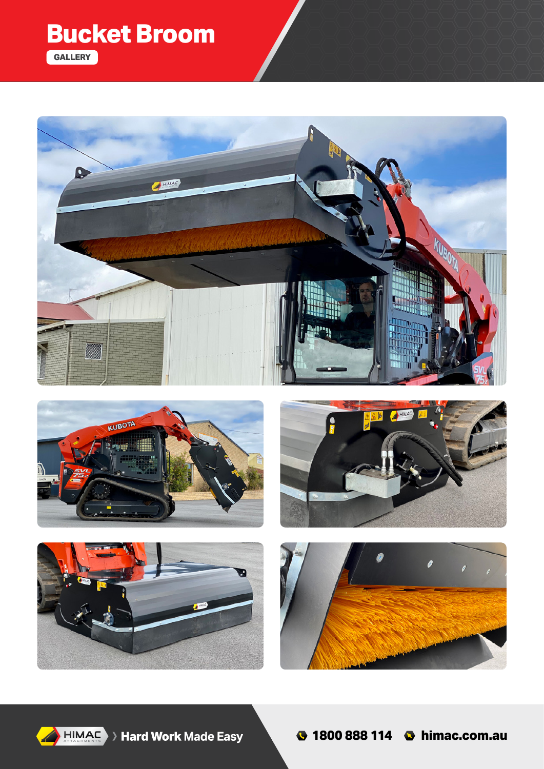# Bucket Broom

GALLERY

HIMAC ATTACHMENTS › Hard Work Made Easy

1800 888 114 himac.com.au